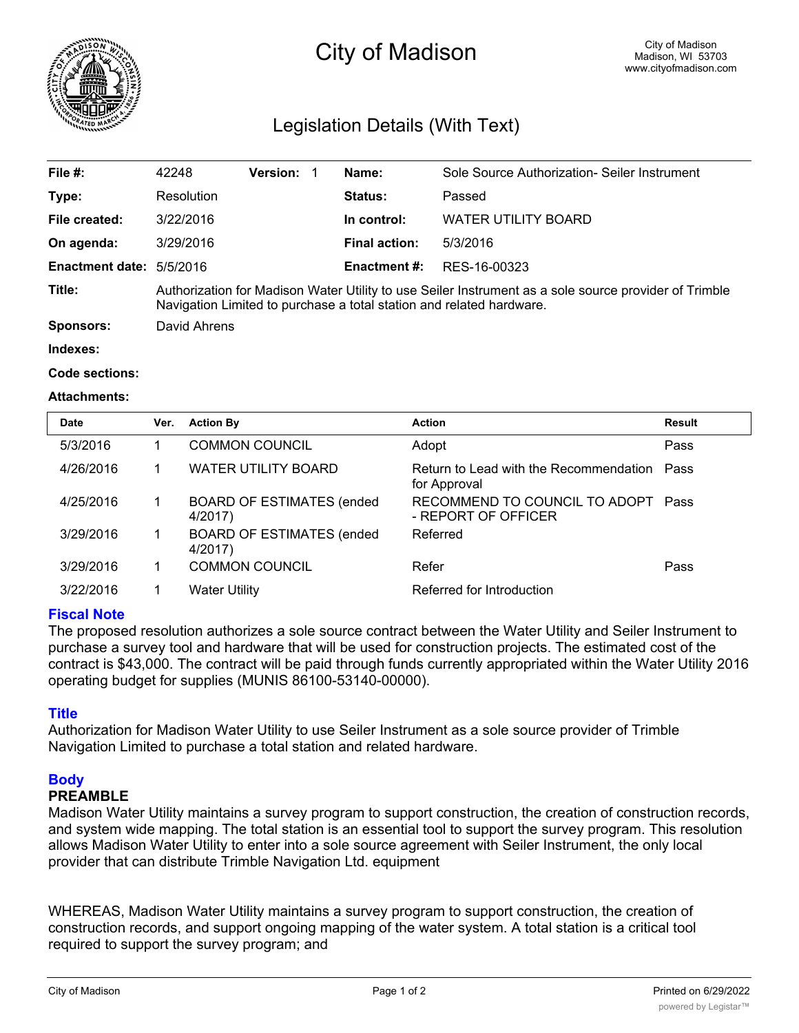# City of Madison

City of Madison
Madison, WI 53703
www.cityofmadison.com

## Legislation Details (With Text)

| | | | | | |
|---|---|---|---|---|---|
| **File #:** | 42248 | **Version:** 1 | | **Name:** | Sole Source Authorization- Seiler Instrument |
| **Type:** | Resolution | | | **Status:** | Passed |
| **File created:** | 3/22/2016 | | | **In control:** | WATER UTILITY BOARD |
| **On agenda:** | 3/29/2016 | | | **Final action:** | 5/3/2016 |
| **Enactment date:** | 5/5/2016 | | | **Enactment #:** | RES-16-00323 |

**Title:** Authorization for Madison Water Utility to use Seiler Instrument as a sole source provider of Trimble Navigation Limited to purchase a total station and related hardware.

**Sponsors:** David Ahrens

**Indexes:**

**Code sections:**

**Attachments:**

| Date | Ver. | Action By | Action | Result |
|---|---|---|---|---|
| 5/3/2016 | 1 | COMMON COUNCIL | Adopt | Pass |
| 4/26/2016 | 1 | WATER UTILITY BOARD | Return to Lead with the Recommendation for Approval | Pass |
| 4/25/2016 | 1 | BOARD OF ESTIMATES (ended 4/2017) | RECOMMEND TO COUNCIL TO ADOPT - REPORT OF OFFICER | Pass |
| 3/29/2016 | 1 | BOARD OF ESTIMATES (ended 4/2017) | Referred | |
| 3/29/2016 | 1 | COMMON COUNCIL | Refer | Pass |
| 3/22/2016 | 1 | Water Utility | Referred for Introduction | |

### Fiscal Note

The proposed resolution authorizes a sole source contract between the Water Utility and Seiler Instrument to purchase a survey tool and hardware that will be used for construction projects. The estimated cost of the contract is $43,000. The contract will be paid through funds currently appropriated within the Water Utility 2016 operating budget for supplies (MUNIS 86100-53140-00000).

### Title

Authorization for Madison Water Utility to use Seiler Instrument as a sole source provider of Trimble Navigation Limited to purchase a total station and related hardware.

### Body

**PREAMBLE**

Madison Water Utility maintains a survey program to support construction, the creation of construction records, and system wide mapping. The total station is an essential tool to support the survey program. This resolution allows Madison Water Utility to enter into a sole source agreement with Seiler Instrument, the only local provider that can distribute Trimble Navigation Ltd. equipment

WHEREAS, Madison Water Utility maintains a survey program to support construction, the creation of construction records, and support ongoing mapping of the water system. A total station is a critical tool required to support the survey program; and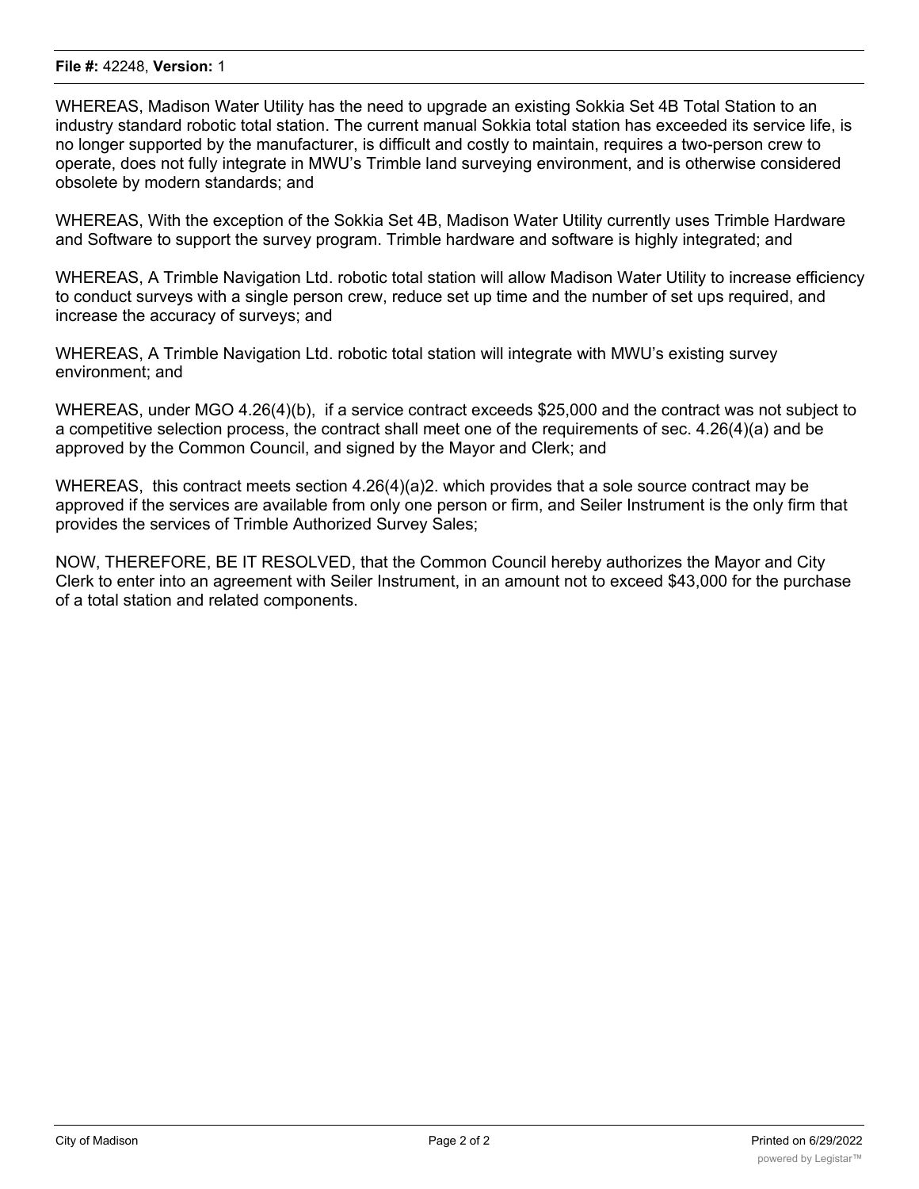**File #:** 42248, **Version:** 1

WHEREAS, Madison Water Utility has the need to upgrade an existing Sokkia Set 4B Total Station to an industry standard robotic total station. The current manual Sokkia total station has exceeded its service life, is no longer supported by the manufacturer, is difficult and costly to maintain, requires a two-person crew to operate, does not fully integrate in MWU's Trimble land surveying environment, and is otherwise considered obsolete by modern standards; and

WHEREAS, With the exception of the Sokkia Set 4B, Madison Water Utility currently uses Trimble Hardware and Software to support the survey program. Trimble hardware and software is highly integrated; and

WHEREAS, A Trimble Navigation Ltd. robotic total station will allow Madison Water Utility to increase efficiency to conduct surveys with a single person crew, reduce set up time and the number of set ups required, and increase the accuracy of surveys; and

WHEREAS, A Trimble Navigation Ltd. robotic total station will integrate with MWU's existing survey environment; and

WHEREAS, under MGO 4.26(4)(b), if a service contract exceeds $25,000 and the contract was not subject to a competitive selection process, the contract shall meet one of the requirements of sec. 4.26(4)(a) and be approved by the Common Council, and signed by the Mayor and Clerk; and

WHEREAS, this contract meets section 4.26(4)(a)2. which provides that a sole source contract may be approved if the services are available from only one person or firm, and Seiler Instrument is the only firm that provides the services of Trimble Authorized Survey Sales;

NOW, THEREFORE, BE IT RESOLVED, that the Common Council hereby authorizes the Mayor and City Clerk to enter into an agreement with Seiler Instrument, in an amount not to exceed $43,000 for the purchase of a total station and related components.